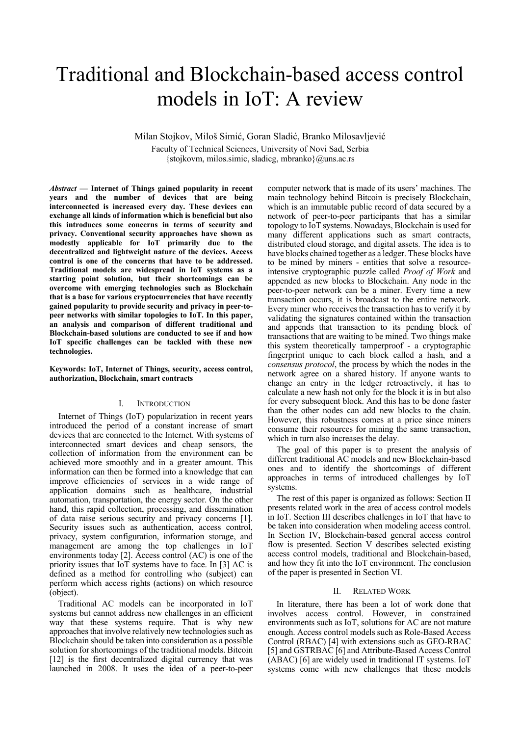# Traditional and Blockchain-based access control models in IoT: A review

Milan Stojkov, Miloš Simić, Goran Sladić, Branko Milosavljević

Faculty of Technical Sciences, University of Novi Sad, Serbia

{stojkovm, milos.simic, sladicg, mbranko}@uns.ac.rs

***Abstract* — Internet of Things gained popularity in recent years and the number of devices that are being interconnected is increased every day. These devices can exchange all kinds of information which is beneficial but also this introduces some concerns in terms of security and privacy. Conventional security approaches have shown as modestly applicable for IoT primarily due to the decentralized and lightweight nature of the devices. Access control is one of the concerns that have to be addressed. Traditional models are widespread in IoT systems as a starting point solution, but their shortcomings can be overcome with emerging technologies such as Blockchain that is a base for various cryptocurrencies that have recently gained popularity to provide security and privacy in peer-to-peer networks with similar topologies to IoT. In this paper, an analysis and comparison of different traditional and Blockchain-based solutions are conducted to see if and how IoT specific challenges can be tackled with these new technologies.**

**Keywords: IoT, Internet of Things, security, access control, authorization, Blockchain, smart contracts**

## I. Introduction

Internet of Things (IoT) popularization in recent years introduced the period of a constant increase of smart devices that are connected to the Internet. With systems of interconnected smart devices and cheap sensors, the collection of information from the environment can be achieved more smoothly and in a greater amount. This information can then be formed into a knowledge that can improve efficiencies of services in a wide range of application domains such as healthcare, industrial automation, transportation, the energy sector. On the other hand, this rapid collection, processing, and dissemination of data raise serious security and privacy concerns [1]. Security issues such as authentication, access control, privacy, system configuration, information storage, and management are among the top challenges in IoT environments today [2]. Access control (AC) is one of the priority issues that IoT systems have to face. In [3] AC is defined as a method for controlling who (subject) can perform which access rights (actions) on which resource (object).

Traditional AC models can be incorporated in IoT systems but cannot address new challenges in an efficient way that these systems require. That is why new approaches that involve relatively new technologies such as Blockchain should be taken into consideration as a possible solution for shortcomings of the traditional models. Bitcoin [12] is the first decentralized digital currency that was launched in 2008. It uses the idea of a peer-to-peer computer network that is made of its users' machines. The main technology behind Bitcoin is precisely Blockchain, which is an immutable public record of data secured by a network of peer-to-peer participants that has a similar topology to IoT systems. Nowadays, Blockchain is used for many different applications such as smart contracts, distributed cloud storage, and digital assets. The idea is to have blocks chained together as a ledger. These blocks have to be mined by miners - entities that solve a resource-intensive cryptographic puzzle called *Proof of Work* and appended as new blocks to Blockchain. Any node in the peer-to-peer network can be a miner. Every time a new transaction occurs, it is broadcast to the entire network. Every miner who receives the transaction has to verify it by validating the signatures contained within the transaction and appends that transaction to its pending block of transactions that are waiting to be mined. Two things make this system theoretically tamperproof - a cryptographic fingerprint unique to each block called a hash, and a *consensus protocol*, the process by which the nodes in the network agree on a shared history. If anyone wants to change an entry in the ledger retroactively, it has to calculate a new hash not only for the block it is in but also for every subsequent block. And this has to be done faster than the other nodes can add new blocks to the chain. However, this robustness comes at a price since miners consume their resources for mining the same transaction, which in turn also increases the delay.

The goal of this paper is to present the analysis of different traditional AC models and new Blockchain-based ones and to identify the shortcomings of different approaches in terms of introduced challenges by IoT systems.

The rest of this paper is organized as follows: Section II presents related work in the area of access control models in IoT. Section III describes challenges in IoT that have to be taken into consideration when modeling access control. In Section IV, Blockchain-based general access control flow is presented. Section V describes selected existing access control models, traditional and Blockchain-based, and how they fit into the IoT environment. The conclusion of the paper is presented in Section VI.

## II. Related Work

In literature, there has been a lot of work done that involves access control. However, in constrained environments such as IoT, solutions for AC are not mature enough. Access control models such as Role-Based Access Control (RBAC) [4] with extensions such as GEO-RBAC [5] and GSTRBAC [6] and Attribute-Based Access Control (ABAC) [6] are widely used in traditional IT systems. IoT systems come with new challenges that these models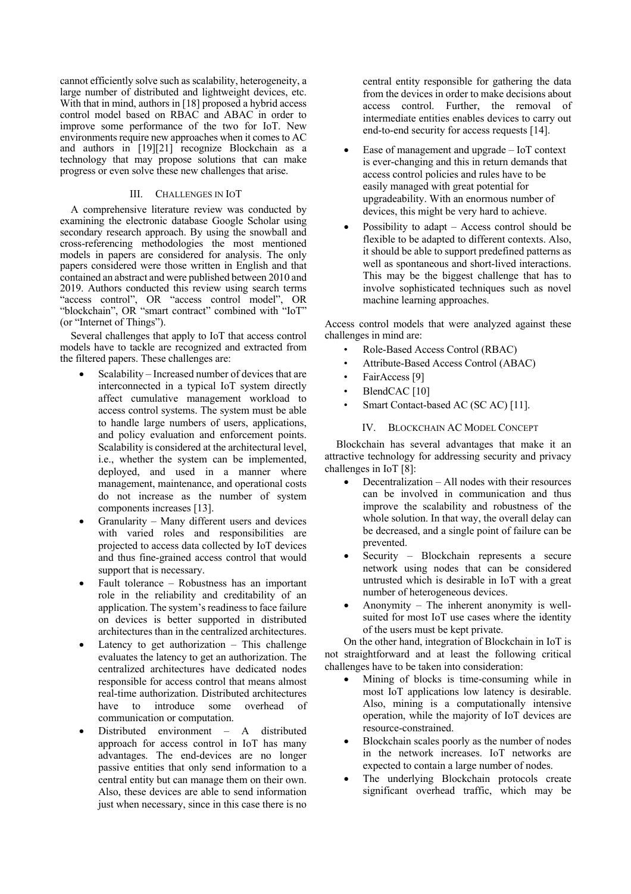cannot efficiently solve such as scalability, heterogeneity, a large number of distributed and lightweight devices, etc. With that in mind, authors in [18] proposed a hybrid access control model based on RBAC and ABAC in order to improve some performance of the two for IoT. New environments require new approaches when it comes to AC and authors in [19][21] recognize Blockchain as a technology that may propose solutions that can make progress or even solve these new challenges that arise.

## III. Challenges in IoT

A comprehensive literature review was conducted by examining the electronic database Google Scholar using secondary research approach. By using the snowball and cross-referencing methodologies the most mentioned models in papers are considered for analysis. The only papers considered were those written in English and that contained an abstract and were published between 2010 and 2019. Authors conducted this review using search terms "access control", OR "access control model", OR "blockchain", OR "smart contract" combined with "IoT" (or "Internet of Things").

Several challenges that apply to IoT that access control models have to tackle are recognized and extracted from the filtered papers. These challenges are:

- Scalability – Increased number of devices that are interconnected in a typical IoT system directly affect cumulative management workload to access control systems. The system must be able to handle large numbers of users, applications, and policy evaluation and enforcement points. Scalability is considered at the architectural level, i.e., whether the system can be implemented, deployed, and used in a manner where management, maintenance, and operational costs do not increase as the number of system components increases [13].
- Granularity – Many different users and devices with varied roles and responsibilities are projected to access data collected by IoT devices and thus fine-grained access control that would support that is necessary.
- Fault tolerance – Robustness has an important role in the reliability and creditability of an application. The system's readiness to face failure on devices is better supported in distributed architectures than in the centralized architectures.
- Latency to get authorization – This challenge evaluates the latency to get an authorization. The centralized architectures have dedicated nodes responsible for access control that means almost real-time authorization. Distributed architectures have to introduce some overhead of communication or computation.
- Distributed environment – A distributed approach for access control in IoT has many advantages. The end-devices are no longer passive entities that only send information to a central entity but can manage them on their own. Also, these devices are able to send information just when necessary, since in this case there is no central entity responsible for gathering the data from the devices in order to make decisions about access control. Further, the removal of intermediate entities enables devices to carry out end-to-end security for access requests [14].
- Ease of management and upgrade – IoT context is ever-changing and this in return demands that access control policies and rules have to be easily managed with great potential for upgradeability. With an enormous number of devices, this might be very hard to achieve.
- Possibility to adapt – Access control should be flexible to be adapted to different contexts. Also, it should be able to support predefined patterns as well as spontaneous and short-lived interactions. This may be the biggest challenge that has to involve sophisticated techniques such as novel machine learning approaches.

Access control models that were analyzed against these challenges in mind are:

- Role-Based Access Control (RBAC)
- Attribute-Based Access Control (ABAC)
- FairAccess [9]
- BlendCAC [10]
- Smart Contact-based AC (SC AC) [11].

## IV. Blockchain AC Model Concept

Blockchain has several advantages that make it an attractive technology for addressing security and privacy challenges in IoT [8]:

- Decentralization – All nodes with their resources can be involved in communication and thus improve the scalability and robustness of the whole solution. In that way, the overall delay can be decreased, and a single point of failure can be prevented.
- Security – Blockchain represents a secure network using nodes that can be considered untrusted which is desirable in IoT with a great number of heterogeneous devices.
- Anonymity – The inherent anonymity is well-suited for most IoT use cases where the identity of the users must be kept private.

On the other hand, integration of Blockchain in IoT is not straightforward and at least the following critical challenges have to be taken into consideration:

- Mining of blocks is time-consuming while in most IoT applications low latency is desirable. Also, mining is a computationally intensive operation, while the majority of IoT devices are resource-constrained.
- Blockchain scales poorly as the number of nodes in the network increases. IoT networks are expected to contain a large number of nodes.
- The underlying Blockchain protocols create significant overhead traffic, which may be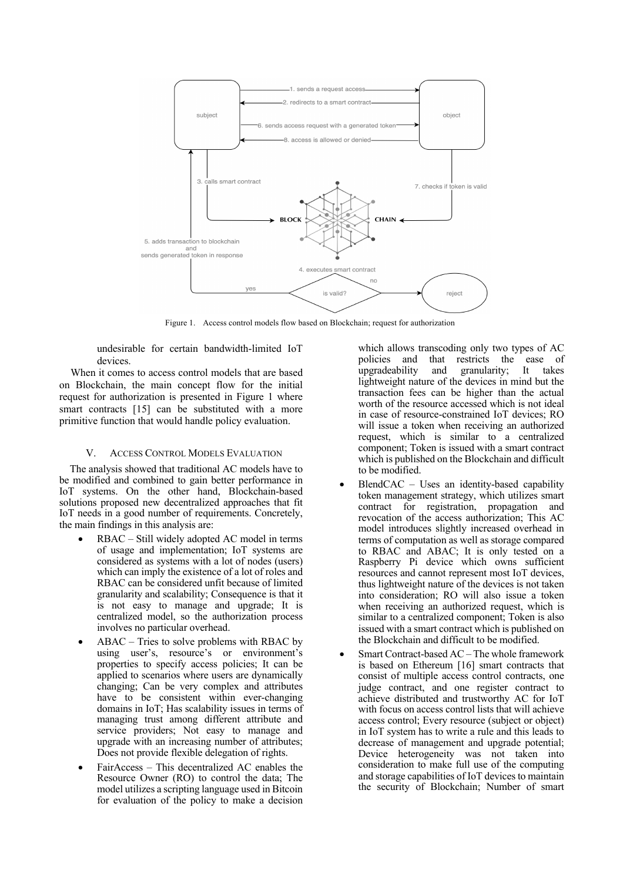Figure 1. Access control models flow based on Blockchain; request for authorization

undesirable for certain bandwidth-limited IoT devices.

When it comes to access control models that are based on Blockchain, the main concept flow for the initial request for authorization is presented in Figure 1 where smart contracts [15] can be substituted with a more primitive function that would handle policy evaluation.

## V. ACCESS CONTROL MODELS EVALUATION

The analysis showed that traditional AC models have to be modified and combined to gain better performance in IoT systems. On the other hand, Blockchain-based solutions proposed new decentralized approaches that fit IoT needs in a good number of requirements. Concretely, the main findings in this analysis are:

- RBAC – Still widely adopted AC model in terms of usage and implementation; IoT systems are considered as systems with a lot of nodes (users) which can imply the existence of a lot of roles and RBAC can be considered unfit because of limited granularity and scalability; Consequence is that it is not easy to manage and upgrade; It is centralized model, so the authorization process involves no particular overhead.
- ABAC – Tries to solve problems with RBAC by using user's, resource's or environment's properties to specify access policies; It can be applied to scenarios where users are dynamically changing; Can be very complex and attributes have to be consistent within ever-changing domains in IoT; Has scalability issues in terms of managing trust among different attribute and service providers; Not easy to manage and upgrade with an increasing number of attributes; Does not provide flexible delegation of rights.
- FairAccess – This decentralized AC enables the Resource Owner (RO) to control the data; The model utilizes a scripting language used in Bitcoin for evaluation of the policy to make a decision which allows transcoding only two types of AC policies and that restricts the ease of upgradeability and granularity; It takes lightweight nature of the devices in mind but the transaction fees can be higher than the actual worth of the resource accessed which is not ideal in case of resource-constrained IoT devices; RO will issue a token when receiving an authorized request, which is similar to a centralized component; Token is issued with a smart contract which is published on the Blockchain and difficult to be modified.
- BlendCAC – Uses an identity-based capability token management strategy, which utilizes smart contract for registration, propagation and revocation of the access authorization; This AC model introduces slightly increased overhead in terms of computation as well as storage compared to RBAC and ABAC; It is only tested on a Raspberry Pi device which owns sufficient resources and cannot represent most IoT devices, thus lightweight nature of the devices is not taken into consideration; RO will also issue a token when receiving an authorized request, which is similar to a centralized component; Token is also issued with a smart contract which is published on the Blockchain and difficult to be modified.
- Smart Contract-based AC – The whole framework is based on Ethereum [16] smart contracts that consist of multiple access control contracts, one judge contract, and one register contract to achieve distributed and trustworthy AC for IoT with focus on access control lists that will achieve access control; Every resource (subject or object) in IoT system has to write a rule and this leads to decrease of management and upgrade potential; Device heterogeneity was not taken into consideration to make full use of the computing and storage capabilities of IoT devices to maintain the security of Blockchain; Number of smart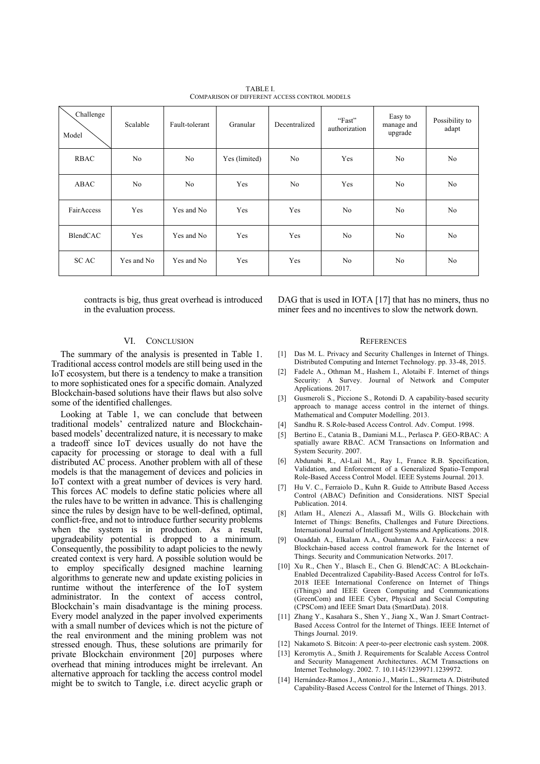TABLE I.
COMPARISON OF DIFFERENT ACCESS CONTROL MODELS

| Challenge / Model | Scalable | Fault-tolerant | Granular | Decentralized | "Fast" authorization | Easy to manage and upgrade | Possibility to adapt |
|---|---|---|---|---|---|---|---|
| RBAC | No | No | Yes (limited) | No | Yes | No | No |
| ABAC | No | No | Yes | No | Yes | No | No |
| FairAccess | Yes | Yes and No | Yes | Yes | No | No | No |
| BlendCAC | Yes | Yes and No | Yes | Yes | No | No | No |
| SC AC | Yes and No | Yes and No | Yes | Yes | No | No | No |

contracts is big, thus great overhead is introduced in the evaluation process.

## VI. CONCLUSION

The summary of the analysis is presented in Table 1. Traditional access control models are still being used in the IoT ecosystem, but there is a tendency to make a transition to more sophisticated ones for a specific domain. Analyzed Blockchain-based solutions have their flaws but also solve some of the identified challenges.

Looking at Table 1, we can conclude that between traditional models' centralized nature and Blockchain-based models' decentralized nature, it is necessary to make a tradeoff since IoT devices usually do not have the capacity for processing or storage to deal with a full distributed AC process. Another problem with all of these models is that the management of devices and policies in IoT context with a great number of devices is very hard. This forces AC models to define static policies where all the rules have to be written in advance. This is challenging since the rules by design have to be well-defined, optimal, conflict-free, and not to introduce further security problems when the system is in production. As a result, upgradeability potential is dropped to a minimum. Consequently, the possibility to adapt policies to the newly created context is very hard. A possible solution would be to employ specifically designed machine learning algorithms to generate new and update existing policies in runtime without the interference of the IoT system administrator. In the context of access control, Blockchain's main disadvantage is the mining process. Every model analyzed in the paper involved experiments with a small number of devices which is not the picture of the real environment and the mining problem was not stressed enough. Thus, these solutions are primarily for private Blockchain environment [20] purposes where overhead that mining introduces might be irrelevant. An alternative approach for tackling the access control model might be to switch to Tangle, i.e. direct acyclic graph or DAG that is used in IOTA [17] that has no miners, thus no miner fees and no incentives to slow the network down.

## REFERENCES

[1] Das M. L. Privacy and Security Challenges in Internet of Things. Distributed Computing and Internet Technology. pp. 33-48, 2015.

[2] Fadele A., Othman M., Hashem I., Alotaibi F. Internet of things Security: A Survey. Journal of Network and Computer Applications. 2017.

[3] Gusmeroli S., Piccione S., Rotondi D. A capability-based security approach to manage access control in the internet of things. Mathematical and Computer Modelling. 2013.

[4] Sandhu R. S.Role-based Access Control. Adv. Comput. 1998.

[5] Bertino E., Catania B., Damiani M.L., Perlasca P. GEO-RBAC: A spatially aware RBAC. ACM Transactions on Information and System Security. 2007.

[6] Abdunabi R., Al-Lail M., Ray I., France R.B. Specification, Validation, and Enforcement of a Generalized Spatio-Temporal Role-Based Access Control Model. IEEE Systems Journal. 2013.

[7] Hu V. C., Ferraiolo D., Kuhn R. Guide to Attribute Based Access Control (ABAC) Definition and Considerations. NIST Special Publication. 2014.

[8] Atlam H., Alenezi A., Alassafi M., Wills G. Blockchain with Internet of Things: Benefits, Challenges and Future Directions. International Journal of Intelligent Systems and Applications. 2018.

[9] Ouaddah A., Elkalam A.A., Ouahman A.A. FairAccess: a new Blockchain-based access control framework for the Internet of Things. Security and Communication Networks. 2017.

[10] Xu R., Chen Y., Blasch E., Chen G. BlendCAC: A BLockchain-Enabled Decentralized Capability-Based Access Control for IoTs. 2018 IEEE International Conference on Internet of Things (iThings) and IEEE Green Computing and Communications (GreenCom) and IEEE Cyber, Physical and Social Computing (CPSCom) and IEEE Smart Data (SmartData). 2018.

[11] Zhang Y., Kasahara S., Shen Y., Jiang X., Wan J. Smart Contract-Based Access Control for the Internet of Things. IEEE Internet of Things Journal. 2019.

[12] Nakamoto S. Bitcoin: A peer-to-peer electronic cash system. 2008.

[13] Keromytis A., Smith J. Requirements for Scalable Access Control and Security Management Architectures. ACM Transactions on Internet Technology. 2002. 7. 10.1145/1239971.1239972.

[14] Hernández-Ramos J., Antonio J., Marín L., Skarmeta A. Distributed Capability-Based Access Control for the Internet of Things. 2013.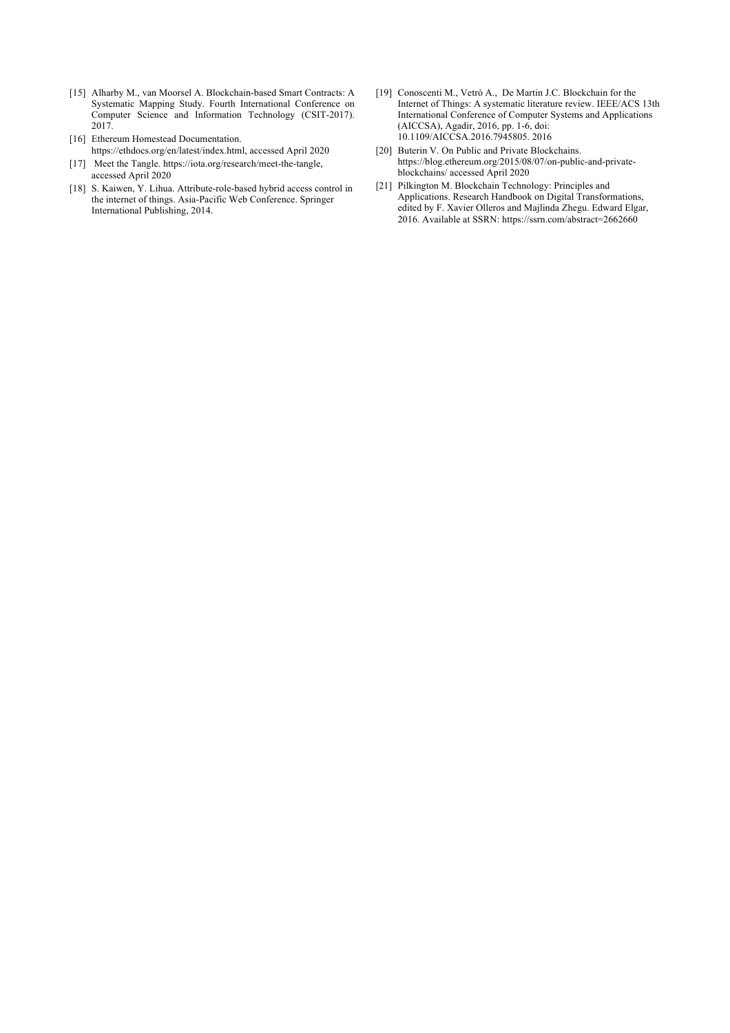- [15] Alharby M., van Moorsel A. Blockchain-based Smart Contracts: A Systematic Mapping Study. Fourth International Conference on Computer Science and Information Technology (CSIT-2017). 2017.
- [16] Ethereum Homestead Documentation. https://ethdocs.org/en/latest/index.html, accessed April 2020
- [17] Meet the Tangle. https://iota.org/research/meet-the-tangle, accessed April 2020
- [18] S. Kaiwen, Y. Lihua. Attribute-role-based hybrid access control in the internet of things. Asia-Pacific Web Conference. Springer International Publishing, 2014.
- [19] Conoscenti M., Vetrò A., De Martin J.C. Blockchain for the Internet of Things: A systematic literature review. IEEE/ACS 13th International Conference of Computer Systems and Applications (AICCSA), Agadir, 2016, pp. 1-6, doi: 10.1109/AICCSA.2016.7945805. 2016
- [20] Buterin V. On Public and Private Blockchains. https://blog.ethereum.org/2015/08/07/on-public-and-private-blockchains/ accessed April 2020
- [21] Pilkington M. Blockchain Technology: Principles and Applications. Research Handbook on Digital Transformations, edited by F. Xavier Olleros and Majlinda Zhegu. Edward Elgar, 2016. Available at SSRN: https://ssrn.com/abstract=2662660